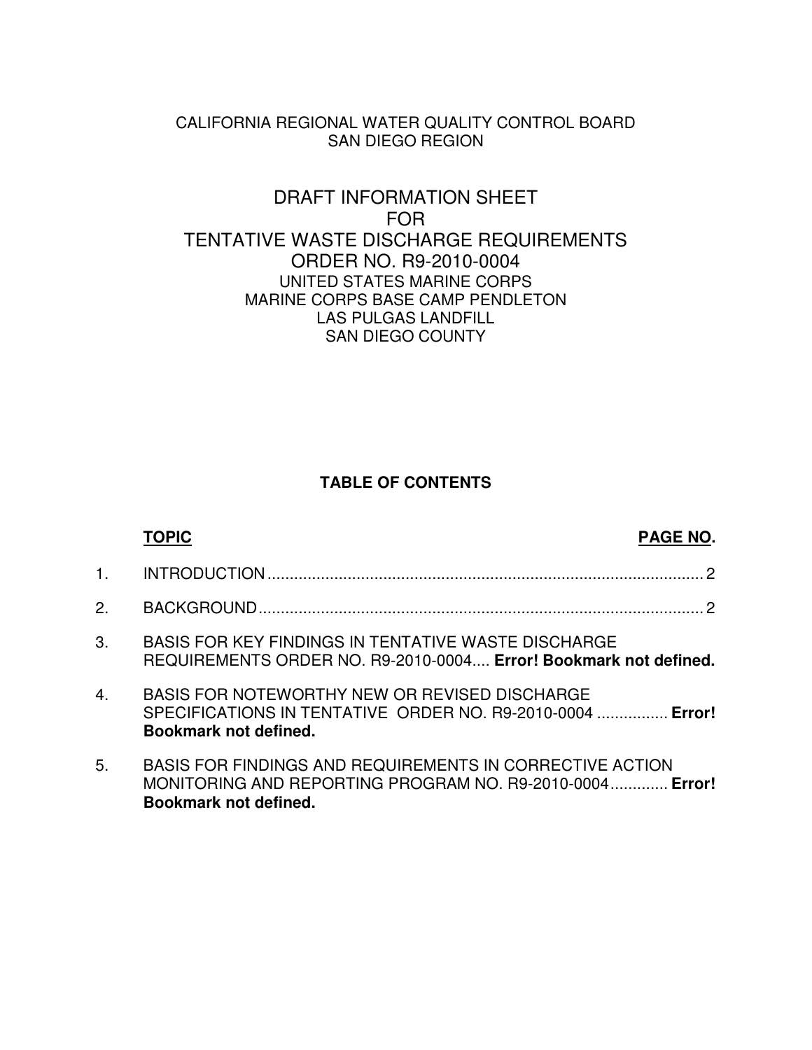CALIFORNIA REGIONAL WATER QUALITY CONTROL BOARD
SAN DIEGO REGION

# DRAFT INFORMATION SHEET
# FOR
# TENTATIVE WASTE DISCHARGE REQUIREMENTS
# ORDER NO. R9-2010-0004

UNITED STATES MARINE CORPS
MARINE CORPS BASE CAMP PENDLETON
LAS PULGAS LANDFILL
SAN DIEGO COUNTY

**TABLE OF CONTENTS**

| | TOPIC | PAGE NO. |
|---|---|---|
| 1. | INTRODUCTION | 2 |
| 2. | BACKGROUND | 2 |
| 3. | BASIS FOR KEY FINDINGS IN TENTATIVE WASTE DISCHARGE REQUIREMENTS ORDER NO. R9-2010-0004 | **Error! Bookmark not defined.** |
| 4. | BASIS FOR NOTEWORTHY NEW OR REVISED DISCHARGE SPECIFICATIONS IN TENTATIVE ORDER NO. R9-2010-0004 | **Error! Bookmark not defined.** |
| 5. | BASIS FOR FINDINGS AND REQUIREMENTS IN CORRECTIVE ACTION MONITORING AND REPORTING PROGRAM NO. R9-2010-0004 | **Error! Bookmark not defined.** |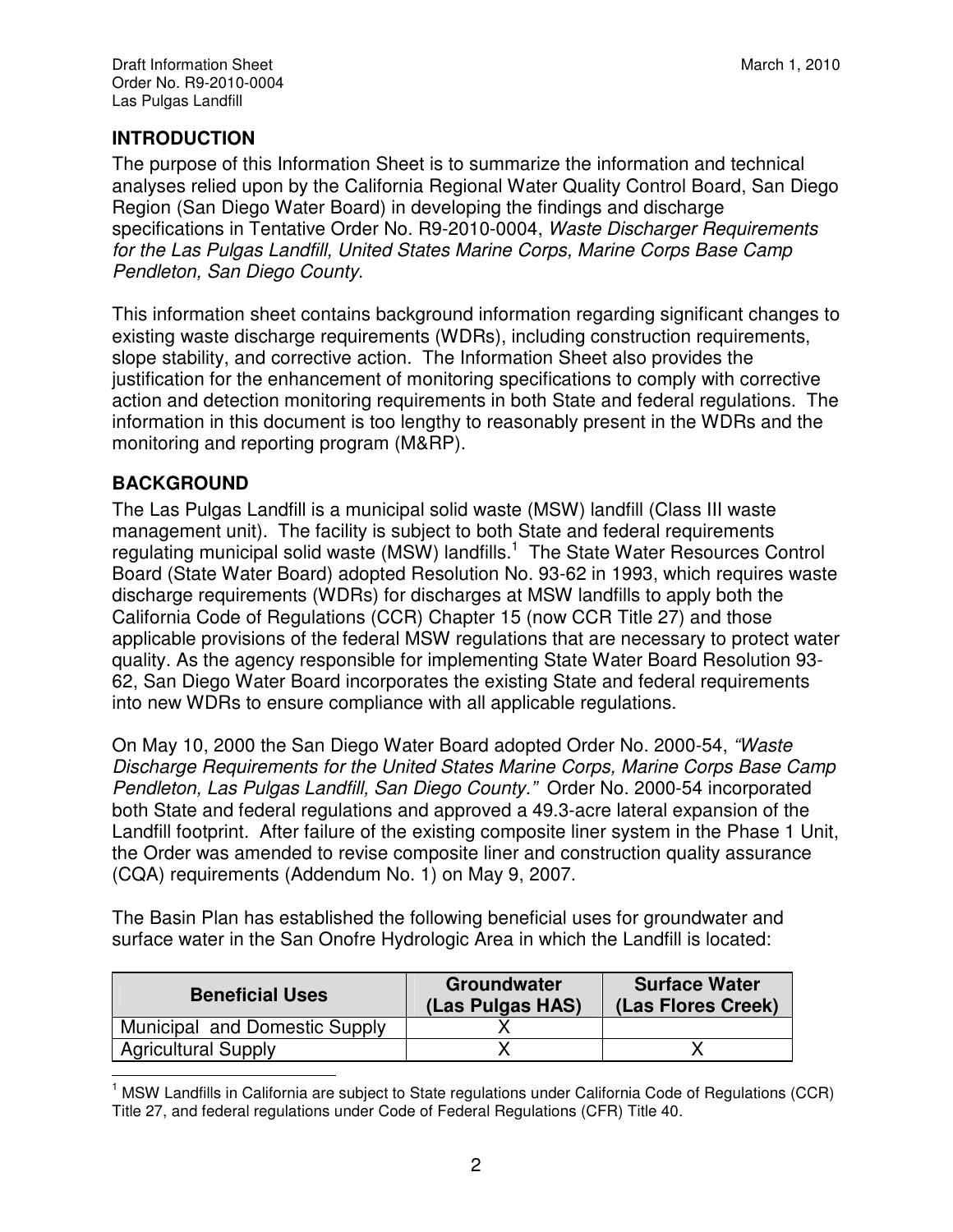## INTRODUCTION

The purpose of this Information Sheet is to summarize the information and technical analyses relied upon by the California Regional Water Quality Control Board, San Diego Region (San Diego Water Board) in developing the findings and discharge specifications in Tentative Order No. R9-2010-0004, *Waste Discharger Requirements for the Las Pulgas Landfill, United States Marine Corps, Marine Corps Base Camp Pendleton, San Diego County*.

This information sheet contains background information regarding significant changes to existing waste discharge requirements (WDRs), including construction requirements, slope stability, and corrective action. The Information Sheet also provides the justification for the enhancement of monitoring specifications to comply with corrective action and detection monitoring requirements in both State and federal regulations. The information in this document is too lengthy to reasonably present in the WDRs and the monitoring and reporting program (M&RP).

## BACKGROUND

The Las Pulgas Landfill is a municipal solid waste (MSW) landfill (Class III waste management unit). The facility is subject to both State and federal requirements regulating municipal solid waste (MSW) landfills.[1] The State Water Resources Control Board (State Water Board) adopted Resolution No. 93-62 in 1993, which requires waste discharge requirements (WDRs) for discharges at MSW landfills to apply both the California Code of Regulations (CCR) Chapter 15 (now CCR Title 27) and those applicable provisions of the federal MSW regulations that are necessary to protect water quality. As the agency responsible for implementing State Water Board Resolution 93-62, San Diego Water Board incorporates the existing State and federal requirements into new WDRs to ensure compliance with all applicable regulations.

On May 10, 2000 the San Diego Water Board adopted Order No. 2000-54, *"Waste Discharge Requirements for the United States Marine Corps, Marine Corps Base Camp Pendleton, Las Pulgas Landfill, San Diego County."* Order No. 2000-54 incorporated both State and federal regulations and approved a 49.3-acre lateral expansion of the Landfill footprint. After failure of the existing composite liner system in the Phase 1 Unit, the Order was amended to revise composite liner and construction quality assurance (CQA) requirements (Addendum No. 1) on May 9, 2007.

The Basin Plan has established the following beneficial uses for groundwater and surface water in the San Onofre Hydrologic Area in which the Landfill is located:

| Beneficial Uses | Groundwater (Las Pulgas HAS) | Surface Water (Las Flores Creek) |
|---|---|---|
| Municipal and Domestic Supply | X | |
| Agricultural Supply | X | X |

[1] MSW Landfills in California are subject to State regulations under California Code of Regulations (CCR) Title 27, and federal regulations under Code of Federal Regulations (CFR) Title 40.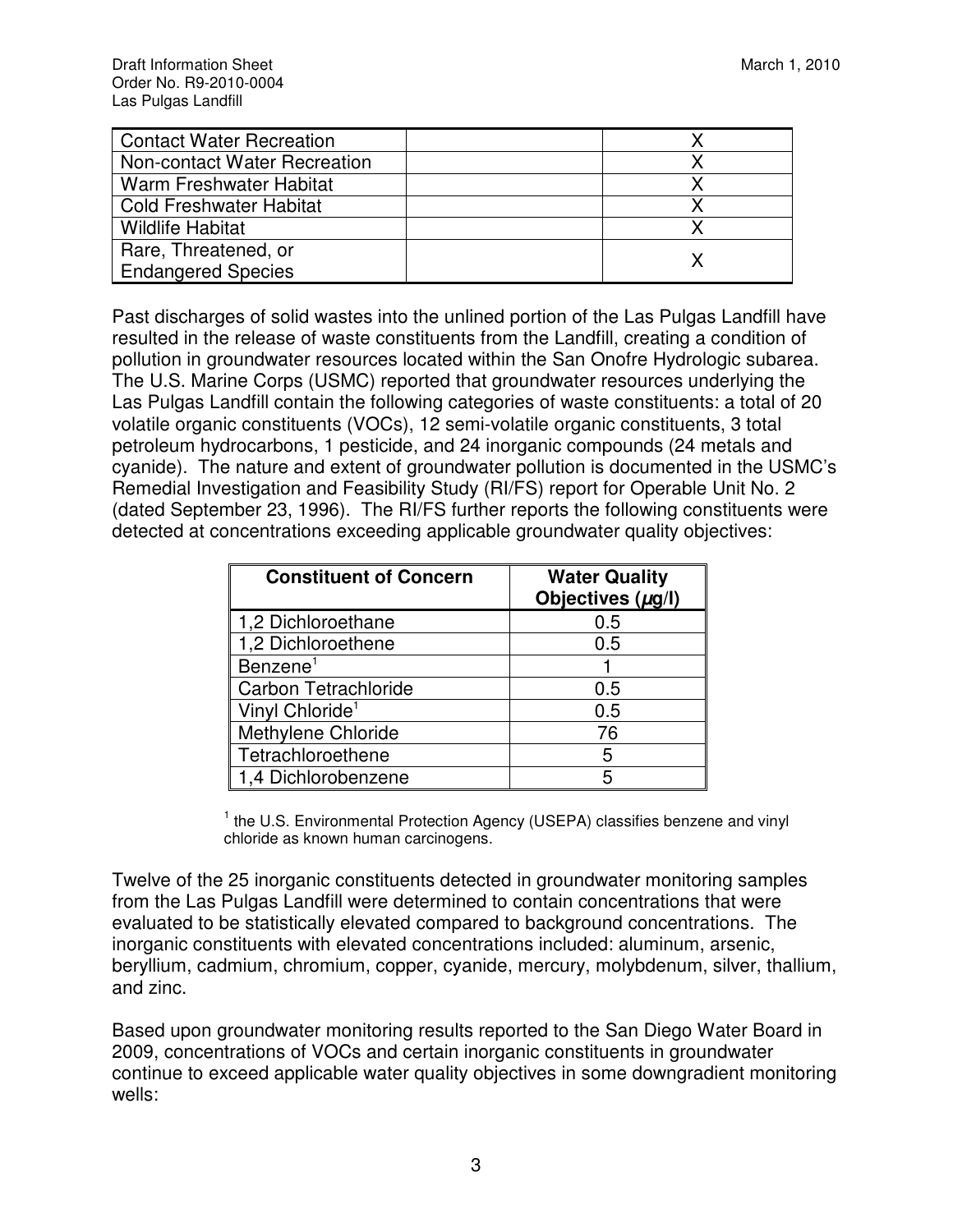| Contact Water Recreation | | X |
| --- | --- | --- |
| Non-contact Water Recreation | | X |
| Warm Freshwater Habitat | | X |
| Cold Freshwater Habitat | | X |
| Wildlife Habitat | | X |
| Rare, Threatened, or Endangered Species | | X |

Past discharges of solid wastes into the unlined portion of the Las Pulgas Landfill have resulted in the release of waste constituents from the Landfill, creating a condition of pollution in groundwater resources located within the San Onofre Hydrologic subarea. The U.S. Marine Corps (USMC) reported that groundwater resources underlying the Las Pulgas Landfill contain the following categories of waste constituents: a total of 20 volatile organic constituents (VOCs), 12 semi-volatile organic constituents, 3 total petroleum hydrocarbons, 1 pesticide, and 24 inorganic compounds (24 metals and cyanide). The nature and extent of groundwater pollution is documented in the USMC's Remedial Investigation and Feasibility Study (RI/FS) report for Operable Unit No. 2 (dated September 23, 1996). The RI/FS further reports the following constituents were detected at concentrations exceeding applicable groundwater quality objectives:

| Constituent of Concern | Water Quality Objectives (μg/l) |
| --- | --- |
| 1,2 Dichloroethane | 0.5 |
| 1,2 Dichloroethene | 0.5 |
| Benzene[1] | 1 |
| Carbon Tetrachloride | 0.5 |
| Vinyl Chloride[1] | 0.5 |
| Methylene Chloride | 76 |
| Tetrachloroethene | 5 |
| 1,4 Dichlorobenzene | 5 |

[1] the U.S. Environmental Protection Agency (USEPA) classifies benzene and vinyl chloride as known human carcinogens.

Twelve of the 25 inorganic constituents detected in groundwater monitoring samples from the Las Pulgas Landfill were determined to contain concentrations that were evaluated to be statistically elevated compared to background concentrations. The inorganic constituents with elevated concentrations included: aluminum, arsenic, beryllium, cadmium, chromium, copper, cyanide, mercury, molybdenum, silver, thallium, and zinc.

Based upon groundwater monitoring results reported to the San Diego Water Board in 2009, concentrations of VOCs and certain inorganic constituents in groundwater continue to exceed applicable water quality objectives in some downgradient monitoring wells: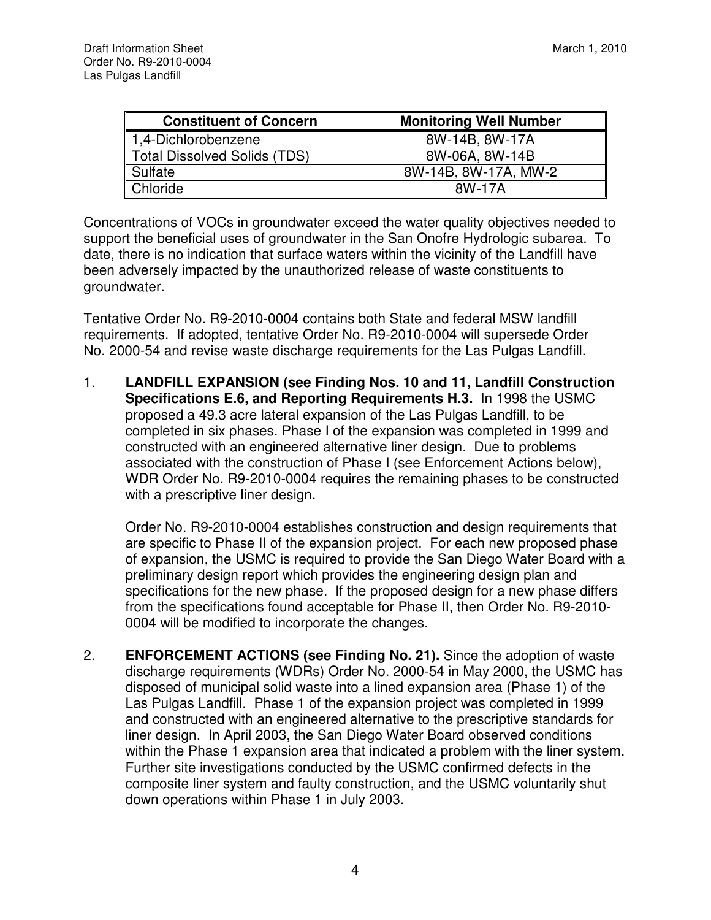| Constituent of Concern | Monitoring Well Number |
|---|---|
| 1,4-Dichlorobenzene | 8W-14B, 8W-17A |
| Total Dissolved Solids (TDS) | 8W-06A, 8W-14B |
| Sulfate | 8W-14B, 8W-17A, MW-2 |
| Chloride | 8W-17A |

Concentrations of VOCs in groundwater exceed the water quality objectives needed to support the beneficial uses of groundwater in the San Onofre Hydrologic subarea. To date, there is no indication that surface waters within the vicinity of the Landfill have been adversely impacted by the unauthorized release of waste constituents to groundwater.

Tentative Order No. R9-2010-0004 contains both State and federal MSW landfill requirements. If adopted, tentative Order No. R9-2010-0004 will supersede Order No. 2000-54 and revise waste discharge requirements for the Las Pulgas Landfill.

1. **LANDFILL EXPANSION (see Finding Nos. 10 and 11, Landfill Construction Specifications E.6, and Reporting Requirements H.3.** In 1998 the USMC proposed a 49.3 acre lateral expansion of the Las Pulgas Landfill, to be completed in six phases. Phase I of the expansion was completed in 1999 and constructed with an engineered alternative liner design. Due to problems associated with the construction of Phase I (see Enforcement Actions below), WDR Order No. R9-2010-0004 requires the remaining phases to be constructed with a prescriptive liner design.

   Order No. R9-2010-0004 establishes construction and design requirements that are specific to Phase II of the expansion project. For each new proposed phase of expansion, the USMC is required to provide the San Diego Water Board with a preliminary design report which provides the engineering design plan and specifications for the new phase. If the proposed design for a new phase differs from the specifications found acceptable for Phase II, then Order No. R9-2010-0004 will be modified to incorporate the changes.

2. **ENFORCEMENT ACTIONS (see Finding No. 21).** Since the adoption of waste discharge requirements (WDRs) Order No. 2000-54 in May 2000, the USMC has disposed of municipal solid waste into a lined expansion area (Phase 1) of the Las Pulgas Landfill. Phase 1 of the expansion project was completed in 1999 and constructed with an engineered alternative to the prescriptive standards for liner design. In April 2003, the San Diego Water Board observed conditions within the Phase 1 expansion area that indicated a problem with the liner system. Further site investigations conducted by the USMC confirmed defects in the composite liner system and faulty construction, and the USMC voluntarily shut down operations within Phase 1 in July 2003.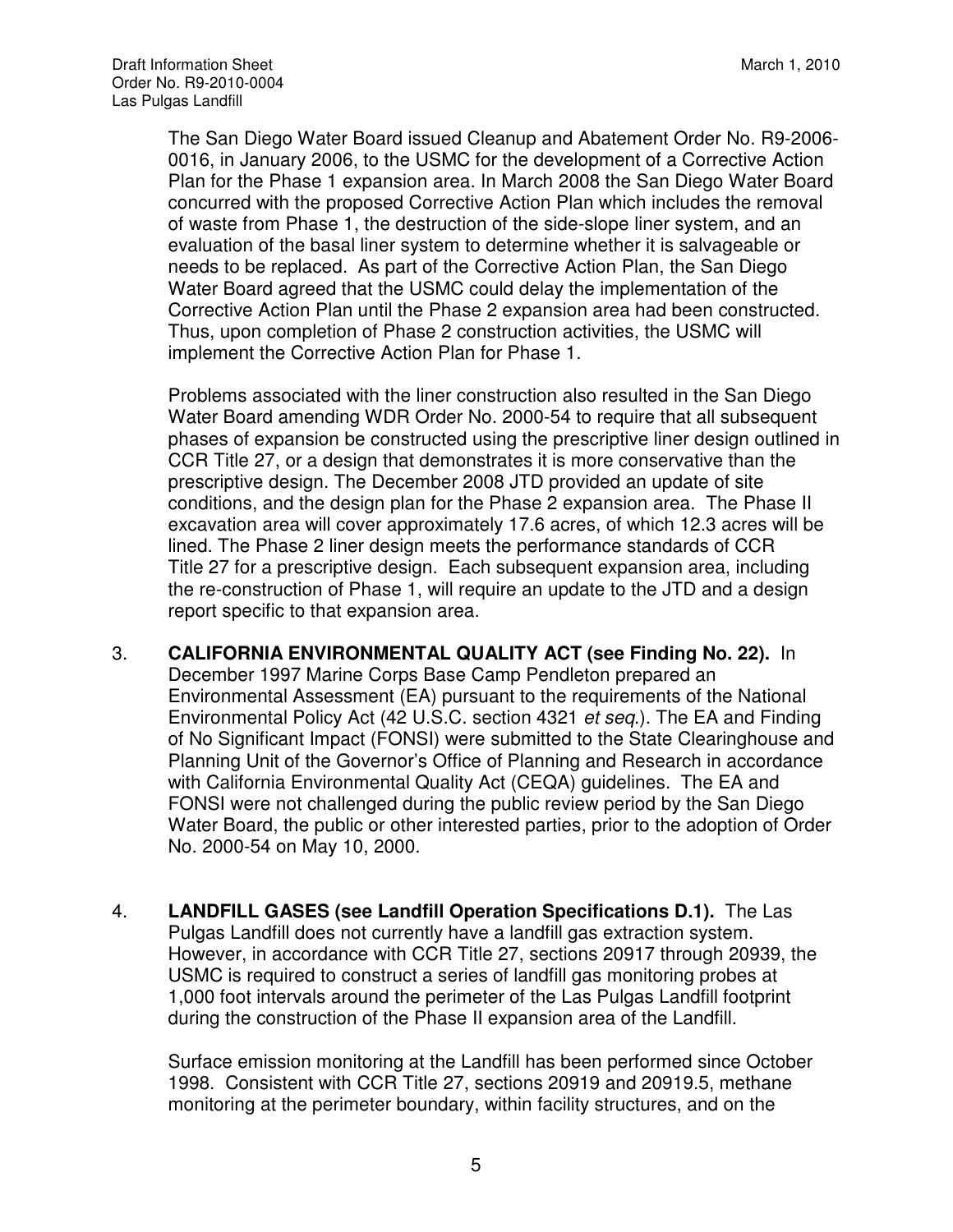The San Diego Water Board issued Cleanup and Abatement Order No. R9-2006-0016, in January 2006, to the USMC for the development of a Corrective Action Plan for the Phase 1 expansion area. In March 2008 the San Diego Water Board concurred with the proposed Corrective Action Plan which includes the removal of waste from Phase 1, the destruction of the side-slope liner system, and an evaluation of the basal liner system to determine whether it is salvageable or needs to be replaced. As part of the Corrective Action Plan, the San Diego Water Board agreed that the USMC could delay the implementation of the Corrective Action Plan until the Phase 2 expansion area had been constructed. Thus, upon completion of Phase 2 construction activities, the USMC will implement the Corrective Action Plan for Phase 1.

Problems associated with the liner construction also resulted in the San Diego Water Board amending WDR Order No. 2000-54 to require that all subsequent phases of expansion be constructed using the prescriptive liner design outlined in CCR Title 27, or a design that demonstrates it is more conservative than the prescriptive design. The December 2008 JTD provided an update of site conditions, and the design plan for the Phase 2 expansion area. The Phase II excavation area will cover approximately 17.6 acres, of which 12.3 acres will be lined. The Phase 2 liner design meets the performance standards of CCR Title 27 for a prescriptive design. Each subsequent expansion area, including the re-construction of Phase 1, will require an update to the JTD and a design report specific to that expansion area.

3. **CALIFORNIA ENVIRONMENTAL QUALITY ACT (see Finding No. 22).** In December 1997 Marine Corps Base Camp Pendleton prepared an Environmental Assessment (EA) pursuant to the requirements of the National Environmental Policy Act (42 U.S.C. section 4321 *et seq.*). The EA and Finding of No Significant Impact (FONSI) were submitted to the State Clearinghouse and Planning Unit of the Governor's Office of Planning and Research in accordance with California Environmental Quality Act (CEQA) guidelines. The EA and FONSI were not challenged during the public review period by the San Diego Water Board, the public or other interested parties, prior to the adoption of Order No. 2000-54 on May 10, 2000.

4. **LANDFILL GASES (see Landfill Operation Specifications D.1).** The Las Pulgas Landfill does not currently have a landfill gas extraction system. However, in accordance with CCR Title 27, sections 20917 through 20939, the USMC is required to construct a series of landfill gas monitoring probes at 1,000 foot intervals around the perimeter of the Las Pulgas Landfill footprint during the construction of the Phase II expansion area of the Landfill.

   Surface emission monitoring at the Landfill has been performed since October 1998. Consistent with CCR Title 27, sections 20919 and 20919.5, methane monitoring at the perimeter boundary, within facility structures, and on the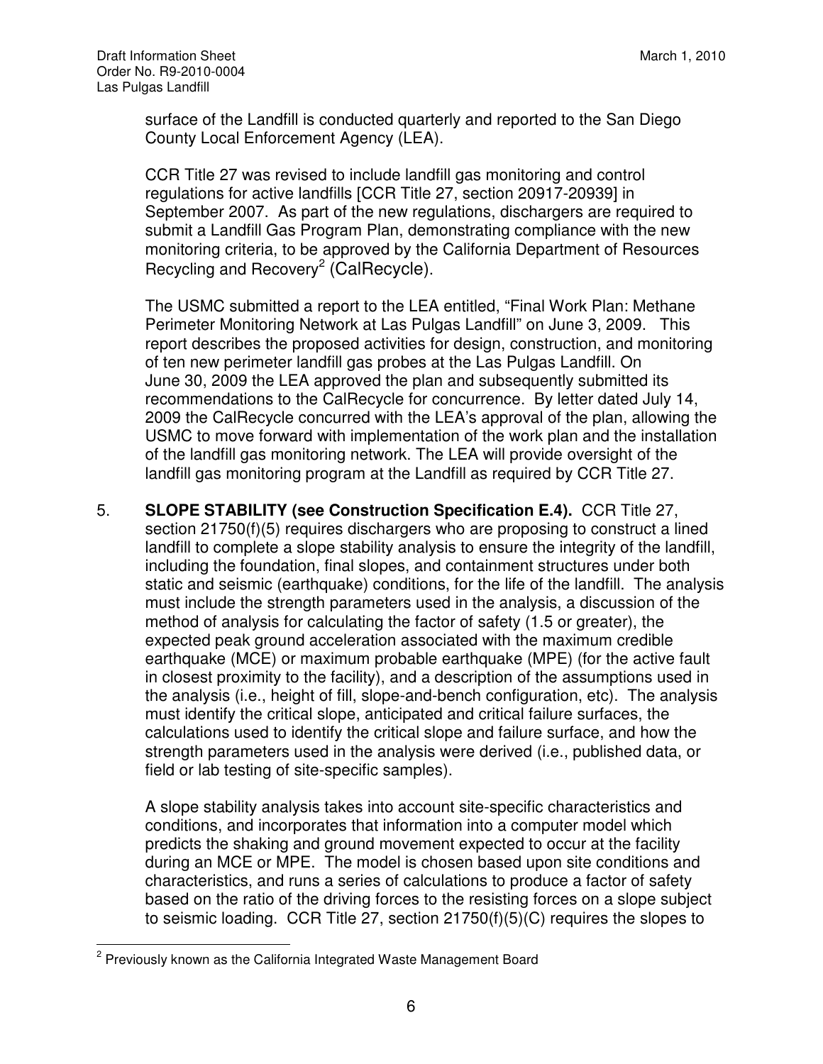surface of the Landfill is conducted quarterly and reported to the San Diego County Local Enforcement Agency (LEA).

CCR Title 27 was revised to include landfill gas monitoring and control regulations for active landfills [CCR Title 27, section 20917-20939] in September 2007. As part of the new regulations, dischargers are required to submit a Landfill Gas Program Plan, demonstrating compliance with the new monitoring criteria, to be approved by the California Department of Resources Recycling and Recovery[2] (CalRecycle).

The USMC submitted a report to the LEA entitled, "Final Work Plan: Methane Perimeter Monitoring Network at Las Pulgas Landfill" on June 3, 2009. This report describes the proposed activities for design, construction, and monitoring of ten new perimeter landfill gas probes at the Las Pulgas Landfill. On June 30, 2009 the LEA approved the plan and subsequently submitted its recommendations to the CalRecycle for concurrence. By letter dated July 14, 2009 the CalRecycle concurred with the LEA's approval of the plan, allowing the USMC to move forward with implementation of the work plan and the installation of the landfill gas monitoring network. The LEA will provide oversight of the landfill gas monitoring program at the Landfill as required by CCR Title 27.

5. **SLOPE STABILITY (see Construction Specification E.4).** CCR Title 27, section 21750(f)(5) requires dischargers who are proposing to construct a lined landfill to complete a slope stability analysis to ensure the integrity of the landfill, including the foundation, final slopes, and containment structures under both static and seismic (earthquake) conditions, for the life of the landfill. The analysis must include the strength parameters used in the analysis, a discussion of the method of analysis for calculating the factor of safety (1.5 or greater), the expected peak ground acceleration associated with the maximum credible earthquake (MCE) or maximum probable earthquake (MPE) (for the active fault in closest proximity to the facility), and a description of the assumptions used in the analysis (i.e., height of fill, slope-and-bench configuration, etc). The analysis must identify the critical slope, anticipated and critical failure surfaces, the calculations used to identify the critical slope and failure surface, and how the strength parameters used in the analysis were derived (i.e., published data, or field or lab testing of site-specific samples).

   A slope stability analysis takes into account site-specific characteristics and conditions, and incorporates that information into a computer model which predicts the shaking and ground movement expected to occur at the facility during an MCE or MPE. The model is chosen based upon site conditions and characteristics, and runs a series of calculations to produce a factor of safety based on the ratio of the driving forces to the resisting forces on a slope subject to seismic loading. CCR Title 27, section 21750(f)(5)(C) requires the slopes to

[2] Previously known as the California Integrated Waste Management Board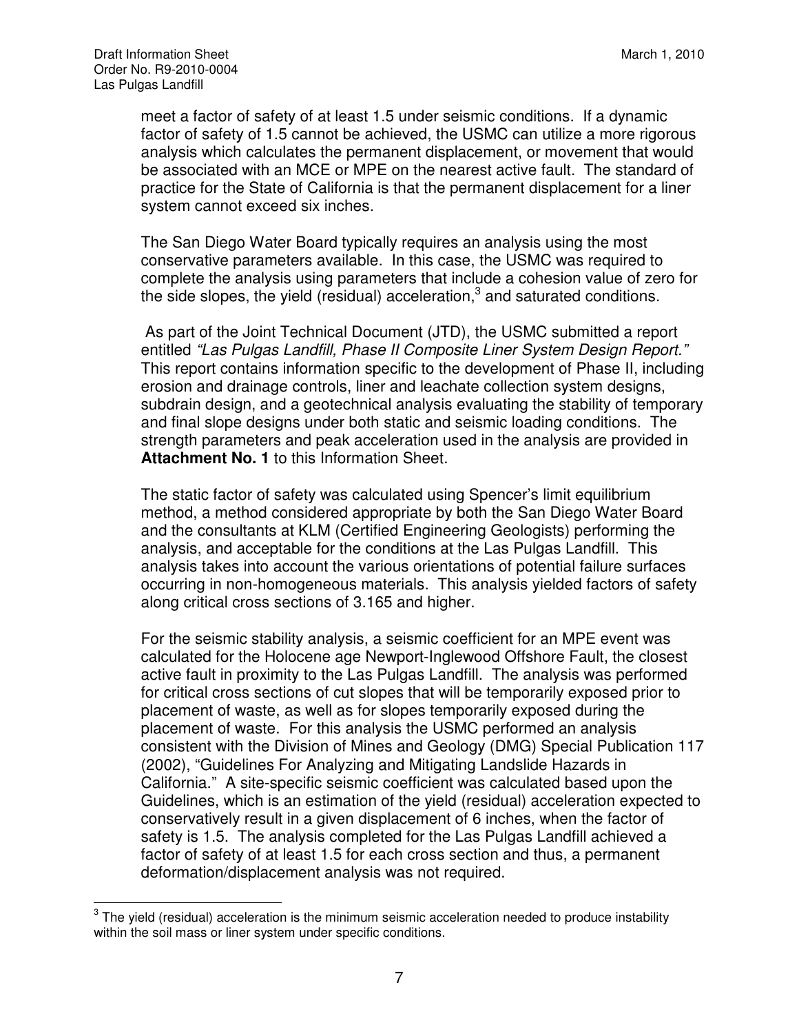meet a factor of safety of at least 1.5 under seismic conditions. If a dynamic factor of safety of 1.5 cannot be achieved, the USMC can utilize a more rigorous analysis which calculates the permanent displacement, or movement that would be associated with an MCE or MPE on the nearest active fault. The standard of practice for the State of California is that the permanent displacement for a liner system cannot exceed six inches.

The San Diego Water Board typically requires an analysis using the most conservative parameters available. In this case, the USMC was required to complete the analysis using parameters that include a cohesion value of zero for the side slopes, the yield (residual) acceleration,[3] and saturated conditions.

As part of the Joint Technical Document (JTD), the USMC submitted a report entitled *"Las Pulgas Landfill, Phase II Composite Liner System Design Report."* This report contains information specific to the development of Phase II, including erosion and drainage controls, liner and leachate collection system designs, subdrain design, and a geotechnical analysis evaluating the stability of temporary and final slope designs under both static and seismic loading conditions. The strength parameters and peak acceleration used in the analysis are provided in **Attachment No. 1** to this Information Sheet.

The static factor of safety was calculated using Spencer's limit equilibrium method, a method considered appropriate by both the San Diego Water Board and the consultants at KLM (Certified Engineering Geologists) performing the analysis, and acceptable for the conditions at the Las Pulgas Landfill. This analysis takes into account the various orientations of potential failure surfaces occurring in non-homogeneous materials. This analysis yielded factors of safety along critical cross sections of 3.165 and higher.

For the seismic stability analysis, a seismic coefficient for an MPE event was calculated for the Holocene age Newport-Inglewood Offshore Fault, the closest active fault in proximity to the Las Pulgas Landfill. The analysis was performed for critical cross sections of cut slopes that will be temporarily exposed prior to placement of waste, as well as for slopes temporarily exposed during the placement of waste. For this analysis the USMC performed an analysis consistent with the Division of Mines and Geology (DMG) Special Publication 117 (2002), "Guidelines For Analyzing and Mitigating Landslide Hazards in California." A site-specific seismic coefficient was calculated based upon the Guidelines, which is an estimation of the yield (residual) acceleration expected to conservatively result in a given displacement of 6 inches, when the factor of safety is 1.5. The analysis completed for the Las Pulgas Landfill achieved a factor of safety of at least 1.5 for each cross section and thus, a permanent deformation/displacement analysis was not required.

[3] The yield (residual) acceleration is the minimum seismic acceleration needed to produce instability within the soil mass or liner system under specific conditions.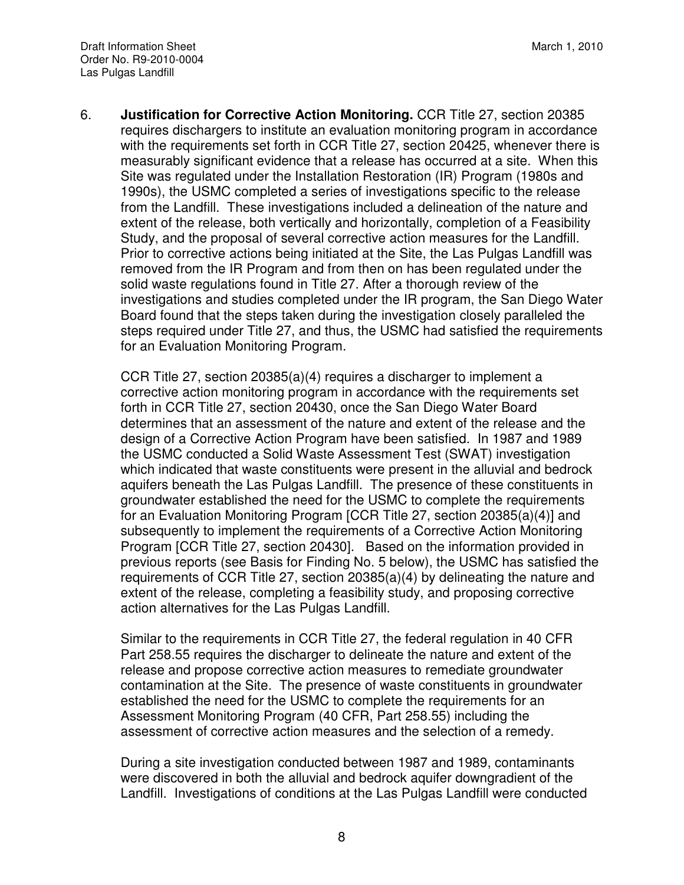6. **Justification for Corrective Action Monitoring.** CCR Title 27, section 20385 requires dischargers to institute an evaluation monitoring program in accordance with the requirements set forth in CCR Title 27, section 20425, whenever there is measurably significant evidence that a release has occurred at a site. When this Site was regulated under the Installation Restoration (IR) Program (1980s and 1990s), the USMC completed a series of investigations specific to the release from the Landfill. These investigations included a delineation of the nature and extent of the release, both vertically and horizontally, completion of a Feasibility Study, and the proposal of several corrective action measures for the Landfill. Prior to corrective actions being initiated at the Site, the Las Pulgas Landfill was removed from the IR Program and from then on has been regulated under the solid waste regulations found in Title 27. After a thorough review of the investigations and studies completed under the IR program, the San Diego Water Board found that the steps taken during the investigation closely paralleled the steps required under Title 27, and thus, the USMC had satisfied the requirements for an Evaluation Monitoring Program.

   CCR Title 27, section 20385(a)(4) requires a discharger to implement a corrective action monitoring program in accordance with the requirements set forth in CCR Title 27, section 20430, once the San Diego Water Board determines that an assessment of the nature and extent of the release and the design of a Corrective Action Program have been satisfied. In 1987 and 1989 the USMC conducted a Solid Waste Assessment Test (SWAT) investigation which indicated that waste constituents were present in the alluvial and bedrock aquifers beneath the Las Pulgas Landfill. The presence of these constituents in groundwater established the need for the USMC to complete the requirements for an Evaluation Monitoring Program [CCR Title 27, section 20385(a)(4)] and subsequently to implement the requirements of a Corrective Action Monitoring Program [CCR Title 27, section 20430]. Based on the information provided in previous reports (see Basis for Finding No. 5 below), the USMC has satisfied the requirements of CCR Title 27, section 20385(a)(4) by delineating the nature and extent of the release, completing a feasibility study, and proposing corrective action alternatives for the Las Pulgas Landfill.

   Similar to the requirements in CCR Title 27, the federal regulation in 40 CFR Part 258.55 requires the discharger to delineate the nature and extent of the release and propose corrective action measures to remediate groundwater contamination at the Site. The presence of waste constituents in groundwater established the need for the USMC to complete the requirements for an Assessment Monitoring Program (40 CFR, Part 258.55) including the assessment of corrective action measures and the selection of a remedy.

   During a site investigation conducted between 1987 and 1989, contaminants were discovered in both the alluvial and bedrock aquifer downgradient of the Landfill. Investigations of conditions at the Las Pulgas Landfill were conducted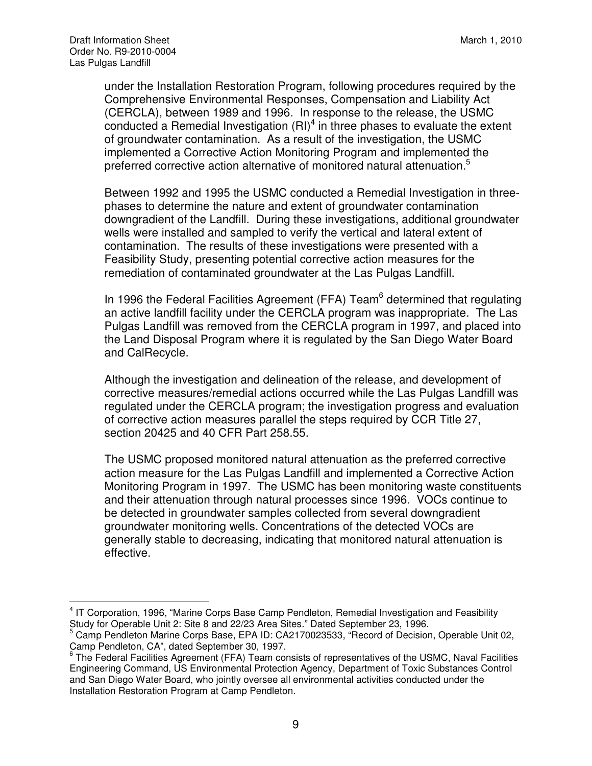under the Installation Restoration Program, following procedures required by the Comprehensive Environmental Responses, Compensation and Liability Act (CERCLA), between 1989 and 1996. In response to the release, the USMC conducted a Remedial Investigation (RI)[4] in three phases to evaluate the extent of groundwater contamination. As a result of the investigation, the USMC implemented a Corrective Action Monitoring Program and implemented the preferred corrective action alternative of monitored natural attenuation.[5]

Between 1992 and 1995 the USMC conducted a Remedial Investigation in three-phases to determine the nature and extent of groundwater contamination downgradient of the Landfill. During these investigations, additional groundwater wells were installed and sampled to verify the vertical and lateral extent of contamination. The results of these investigations were presented with a Feasibility Study, presenting potential corrective action measures for the remediation of contaminated groundwater at the Las Pulgas Landfill.

In 1996 the Federal Facilities Agreement (FFA) Team[6] determined that regulating an active landfill facility under the CERCLA program was inappropriate. The Las Pulgas Landfill was removed from the CERCLA program in 1997, and placed into the Land Disposal Program where it is regulated by the San Diego Water Board and CalRecycle.

Although the investigation and delineation of the release, and development of corrective measures/remedial actions occurred while the Las Pulgas Landfill was regulated under the CERCLA program; the investigation progress and evaluation of corrective action measures parallel the steps required by CCR Title 27, section 20425 and 40 CFR Part 258.55.

The USMC proposed monitored natural attenuation as the preferred corrective action measure for the Las Pulgas Landfill and implemented a Corrective Action Monitoring Program in 1997. The USMC has been monitoring waste constituents and their attenuation through natural processes since 1996. VOCs continue to be detected in groundwater samples collected from several downgradient groundwater monitoring wells. Concentrations of the detected VOCs are generally stable to decreasing, indicating that monitored natural attenuation is effective.

---

[4] IT Corporation, 1996, "Marine Corps Base Camp Pendleton, Remedial Investigation and Feasibility Study for Operable Unit 2: Site 8 and 22/23 Area Sites." Dated September 23, 1996.

[5] Camp Pendleton Marine Corps Base, EPA ID: CA2170023533, "Record of Decision, Operable Unit 02, Camp Pendleton, CA", dated September 30, 1997.

[6] The Federal Facilities Agreement (FFA) Team consists of representatives of the USMC, Naval Facilities Engineering Command, US Environmental Protection Agency, Department of Toxic Substances Control and San Diego Water Board, who jointly oversee all environmental activities conducted under the Installation Restoration Program at Camp Pendleton.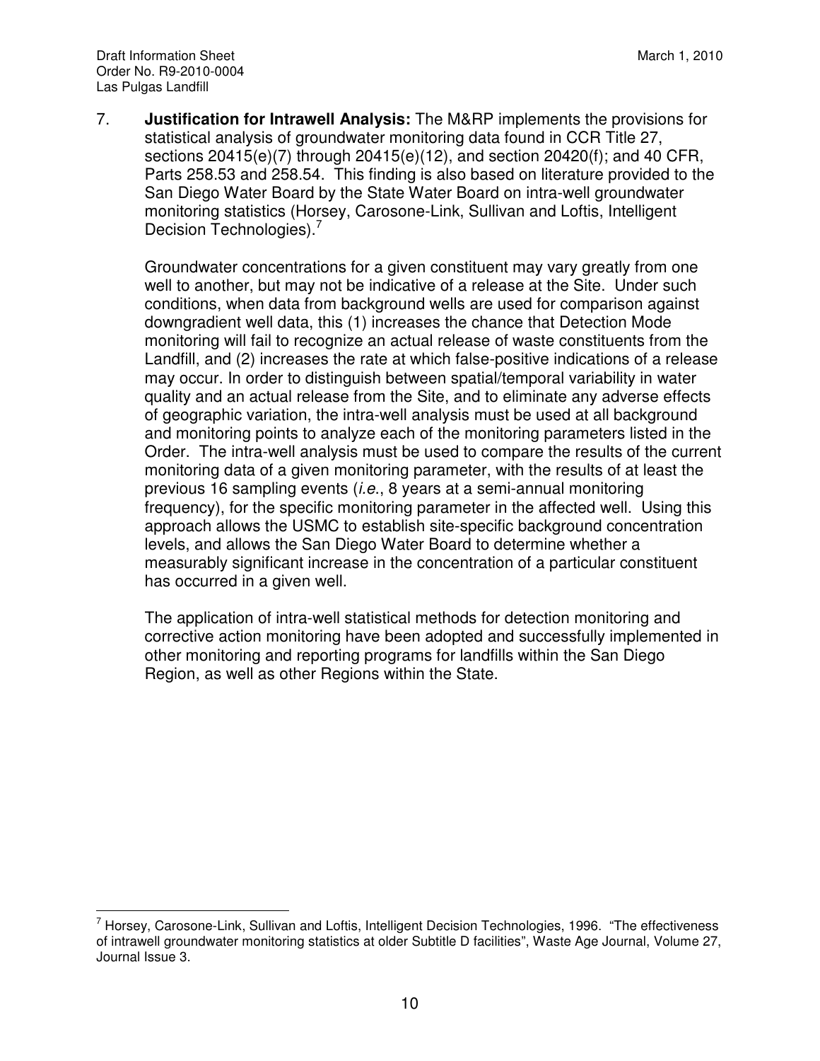7. **Justification for Intrawell Analysis:** The M&RP implements the provisions for statistical analysis of groundwater monitoring data found in CCR Title 27, sections 20415(e)(7) through 20415(e)(12), and section 20420(f); and 40 CFR, Parts 258.53 and 258.54. This finding is also based on literature provided to the San Diego Water Board by the State Water Board on intra-well groundwater monitoring statistics (Horsey, Carosone-Link, Sullivan and Loftis, Intelligent Decision Technologies).[7]

   Groundwater concentrations for a given constituent may vary greatly from one well to another, but may not be indicative of a release at the Site. Under such conditions, when data from background wells are used for comparison against downgradient well data, this (1) increases the chance that Detection Mode monitoring will fail to recognize an actual release of waste constituents from the Landfill, and (2) increases the rate at which false-positive indications of a release may occur. In order to distinguish between spatial/temporal variability in water quality and an actual release from the Site, and to eliminate any adverse effects of geographic variation, the intra-well analysis must be used at all background and monitoring points to analyze each of the monitoring parameters listed in the Order. The intra-well analysis must be used to compare the results of the current monitoring data of a given monitoring parameter, with the results of at least the previous 16 sampling events (*i.e.*, 8 years at a semi-annual monitoring frequency), for the specific monitoring parameter in the affected well. Using this approach allows the USMC to establish site-specific background concentration levels, and allows the San Diego Water Board to determine whether a measurably significant increase in the concentration of a particular constituent has occurred in a given well.

   The application of intra-well statistical methods for detection monitoring and corrective action monitoring have been adopted and successfully implemented in other monitoring and reporting programs for landfills within the San Diego Region, as well as other Regions within the State.

---

[7] Horsey, Carosone-Link, Sullivan and Loftis, Intelligent Decision Technologies, 1996. "The effectiveness of intrawell groundwater monitoring statistics at older Subtitle D facilities", Waste Age Journal, Volume 27, Journal Issue 3.